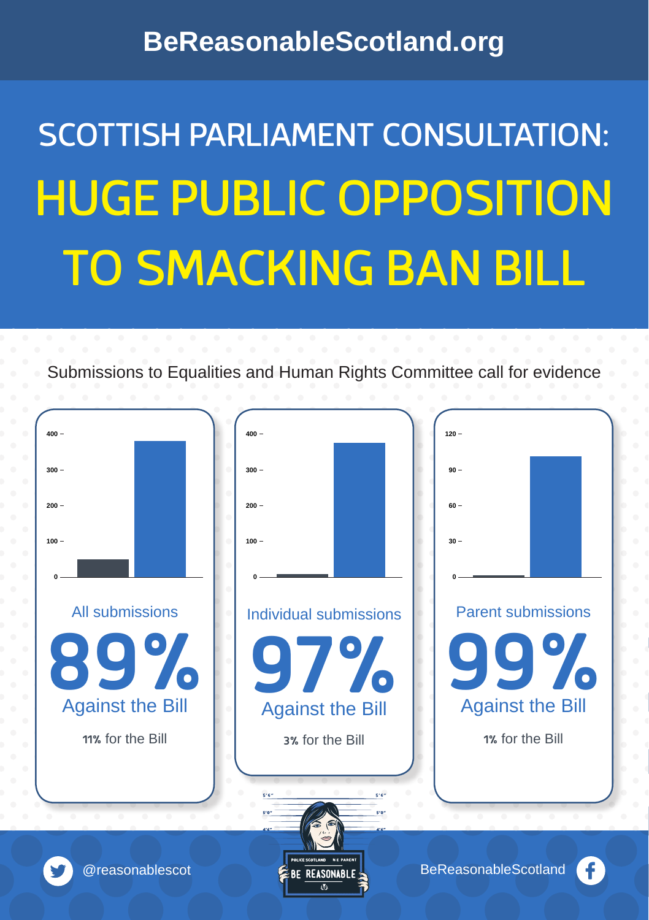BeReasonableScotland.org

# SCOTTISH PARLIAMENT CONSULTATION:

# HUGE PUBLIC OPPOSITION TO SMACKING BAN BILL

Submissions to Equalities and Human Rights Committee call for evidence

**All submissions**

**89%** Against the Bill

**11%** for the Bill

**Individual submissions**

**97%** Against the Bill

**3%** for the Bill

**Parent submissions**

**99%** Against the Bill

**1%** for the Bill

@reasonablescot

BE REASONABLE

BeReasonableScotland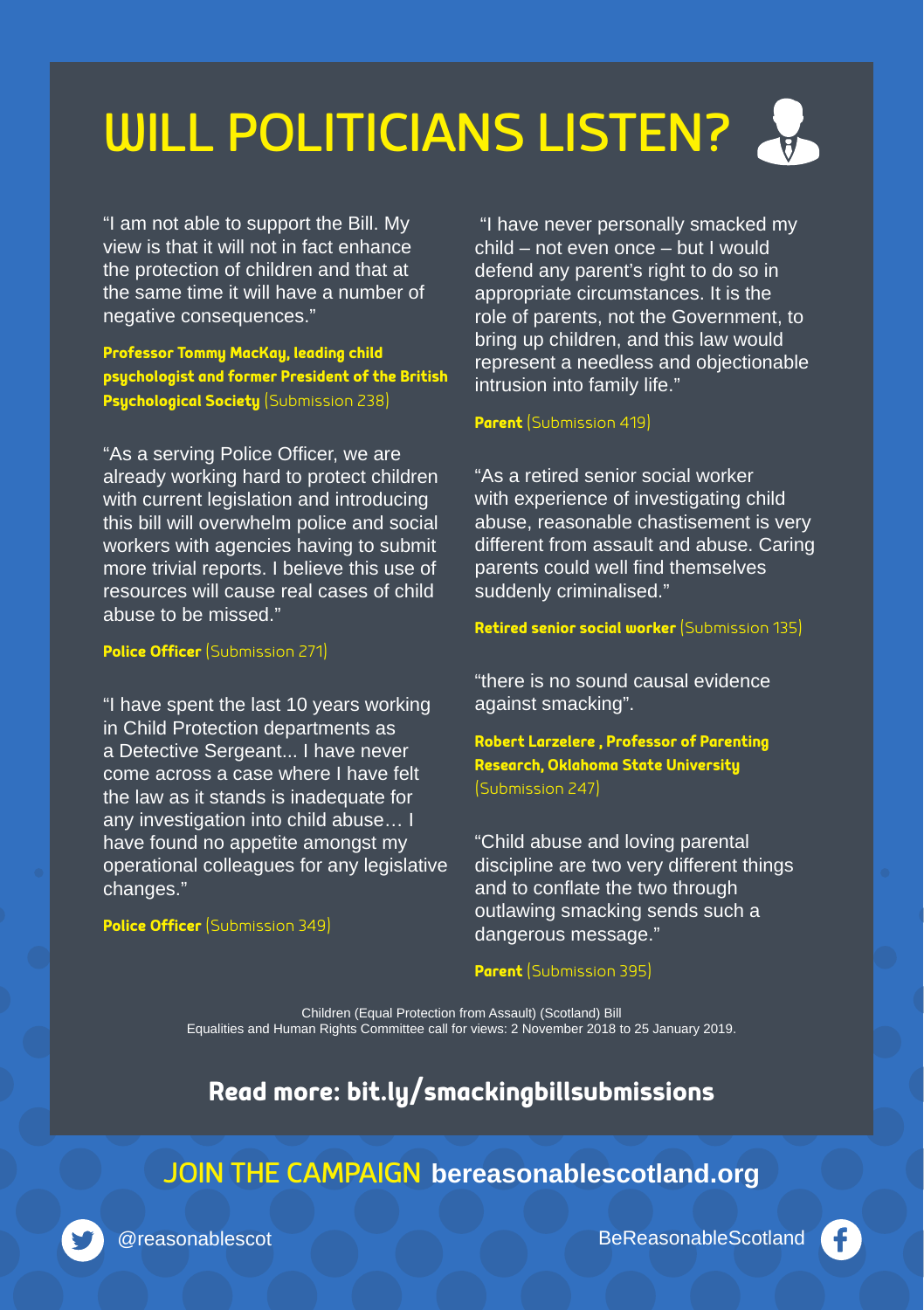# WILL POLITICIANS LISTEN?

"I am not able to support the Bill. My view is that it will not in fact enhance the protection of children and that at the same time it will have a number of negative consequences."

**Professor Tommy MacKay, leading child psychologist and former President of the British Psychological Society** (Submission 238)

"As a serving Police Officer, we are already working hard to protect children with current legislation and introducing this bill will overwhelm police and social workers with agencies having to submit more trivial reports. I believe this use of resources will cause real cases of child abuse to be missed."

**Police Officer** (Submission 271)

"I have spent the last 10 years working in Child Protection departments as a Detective Sergeant... I have never come across a case where I have felt the law as it stands is inadequate for any investigation into child abuse… I have found no appetite amongst my operational colleagues for any legislative changes."

**Police Officer** (Submission 349)

"I have never personally smacked my child – not even once – but I would defend any parent's right to do so in appropriate circumstances. It is the role of parents, not the Government, to bring up children, and this law would represent a needless and objectionable intrusion into family life."

**Parent** (Submission 419)

"As a retired senior social worker with experience of investigating child abuse, reasonable chastisement is very different from assault and abuse. Caring parents could well find themselves suddenly criminalised."

**Retired senior social worker** (Submission 135)

"there is no sound causal evidence against smacking".

**Robert Larzelere , Professor of Parenting Research, Oklahoma State University** (Submission 247)

"Child abuse and loving parental discipline are two very different things and to conflate the two through outlawing smacking sends such a dangerous message."

**Parent** (Submission 395)

Children (Equal Protection from Assault) (Scotland) Bill
Equalities and Human Rights Committee call for views: 2 November 2018 to 25 January 2019.

**Read more: bit.ly/smackingbillsubmissions**

JOIN THE CAMPAIGN **bereasonablescotland.org**

@reasonablescot

BeReasonableScotland